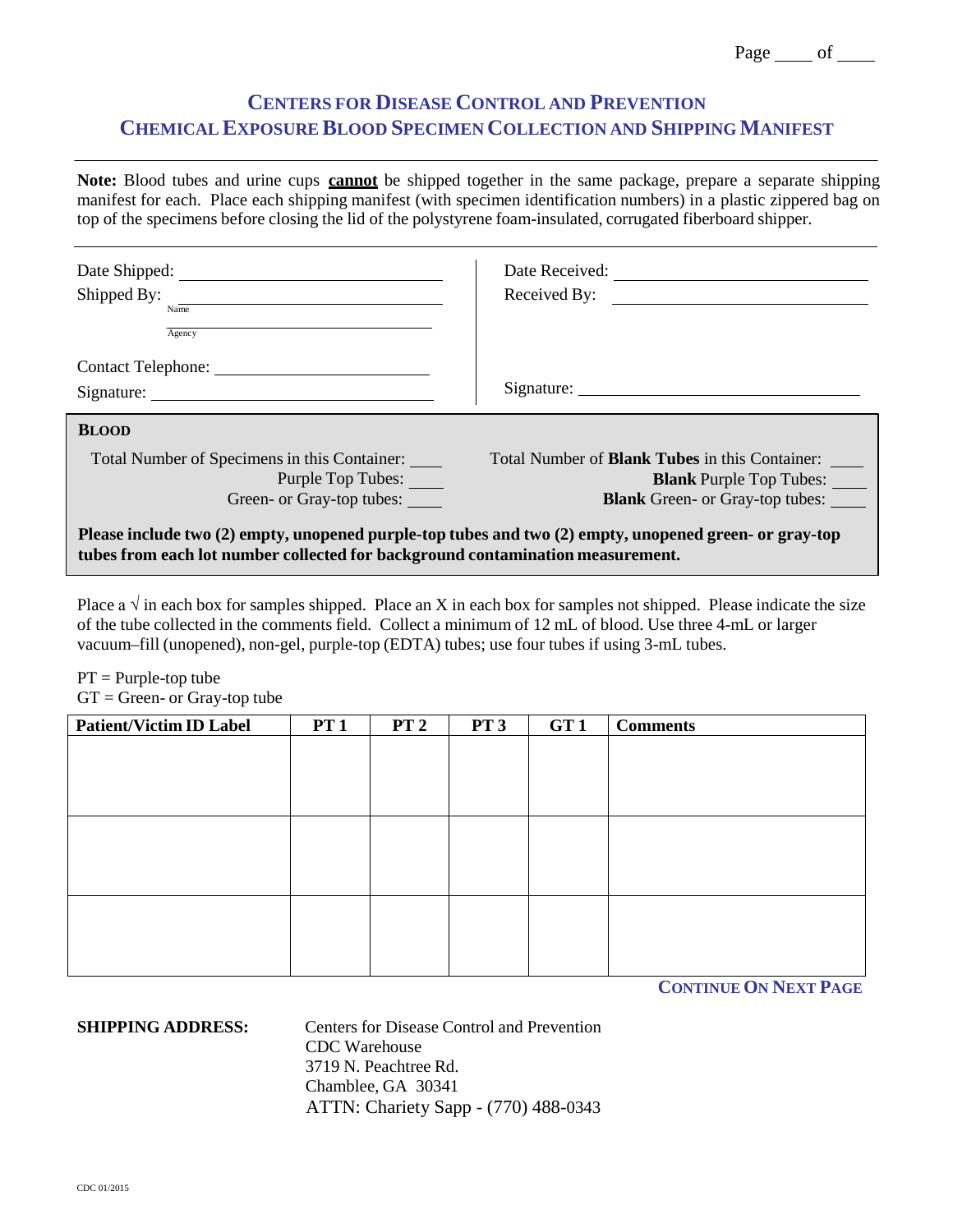# CENTERS FOR DISEASE CONTROL AND PREVENTION
## CHEMICAL EXPOSURE BLOOD SPECIMEN COLLECTION AND SHIPPING MANIFEST

**Note:** Blood tubes and urine cups **cannot** be shipped together in the same package, prepare a separate shipping manifest for each. Place each shipping manifest (with specimen identification numbers) in a plastic zippered bag on top of the specimens before closing the lid of the polystyrene foam-insulated, corrugated fiberboard shipper.

Date Shipped: ____________________

Shipped By: ____________________
Name

____________________
Agency

Contact Telephone: ____________________

Signature: ____________________

Date Received: ____________________

Received By: ____________________

Signature: ____________________

**BLOOD**

Total Number of Specimens in this Container: ____
Purple Top Tubes: ____
Green- or Gray-top tubes: ____

Total Number of **Blank Tubes** in this Container: ____
**Blank** Purple Top Tubes: ____
**Blank** Green- or Gray-top tubes: ____

**Please include two (2) empty, unopened purple-top tubes and two (2) empty, unopened green- or gray-top tubes from each lot number collected for background contamination measurement.**

Place a √ in each box for samples shipped. Place an X in each box for samples not shipped. Please indicate the size of the tube collected in the comments field. Collect a minimum of 12 mL of blood. Use three 4-mL or larger vacuum–fill (unopened), non-gel, purple-top (EDTA) tubes; use four tubes if using 3-mL tubes.

PT = Purple-top tube
GT = Green- or Gray-top tube

| Patient/Victim ID Label | PT 1 | PT 2 | PT 3 | GT 1 | Comments |
|---|---|---|---|---|---|
| | | | | | |
| | | | | | |
| | | | | | |

**CONTINUE ON NEXT PAGE**

**SHIPPING ADDRESS:**
Centers for Disease Control and Prevention
CDC Warehouse
3719 N. Peachtree Rd.
Chamblee, GA 30341
ATTN: Chariety Sapp - (770) 488-0343

CDC 01/2015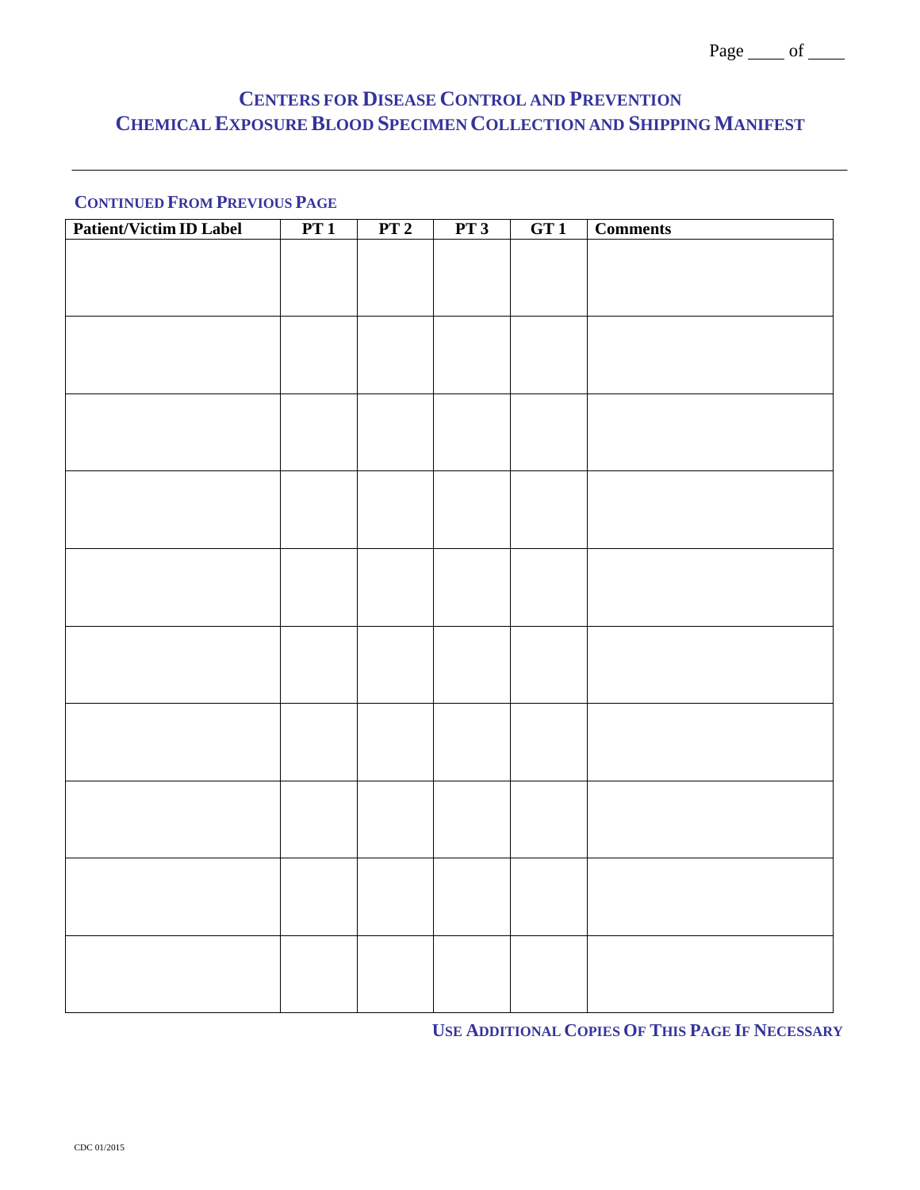# CENTERS FOR DISEASE CONTROL AND PREVENTION
## CHEMICAL EXPOSURE BLOOD SPECIMEN COLLECTION AND SHIPPING MANIFEST

Page ____ of ____

---

**CONTINUED FROM PREVIOUS PAGE**

| Patient/Victim ID Label | PT 1 | PT 2 | PT 3 | GT 1 | Comments |
|---|---|---|---|---|---|
| | | | | | |
| | | | | | |
| | | | | | |
| | | | | | |
| | | | | | |
| | | | | | |
| | | | | | |
| | | | | | |
| | | | | | |
| | | | | | |

**USE ADDITIONAL COPIES OF THIS PAGE IF NECESSARY**

CDC 01/2015